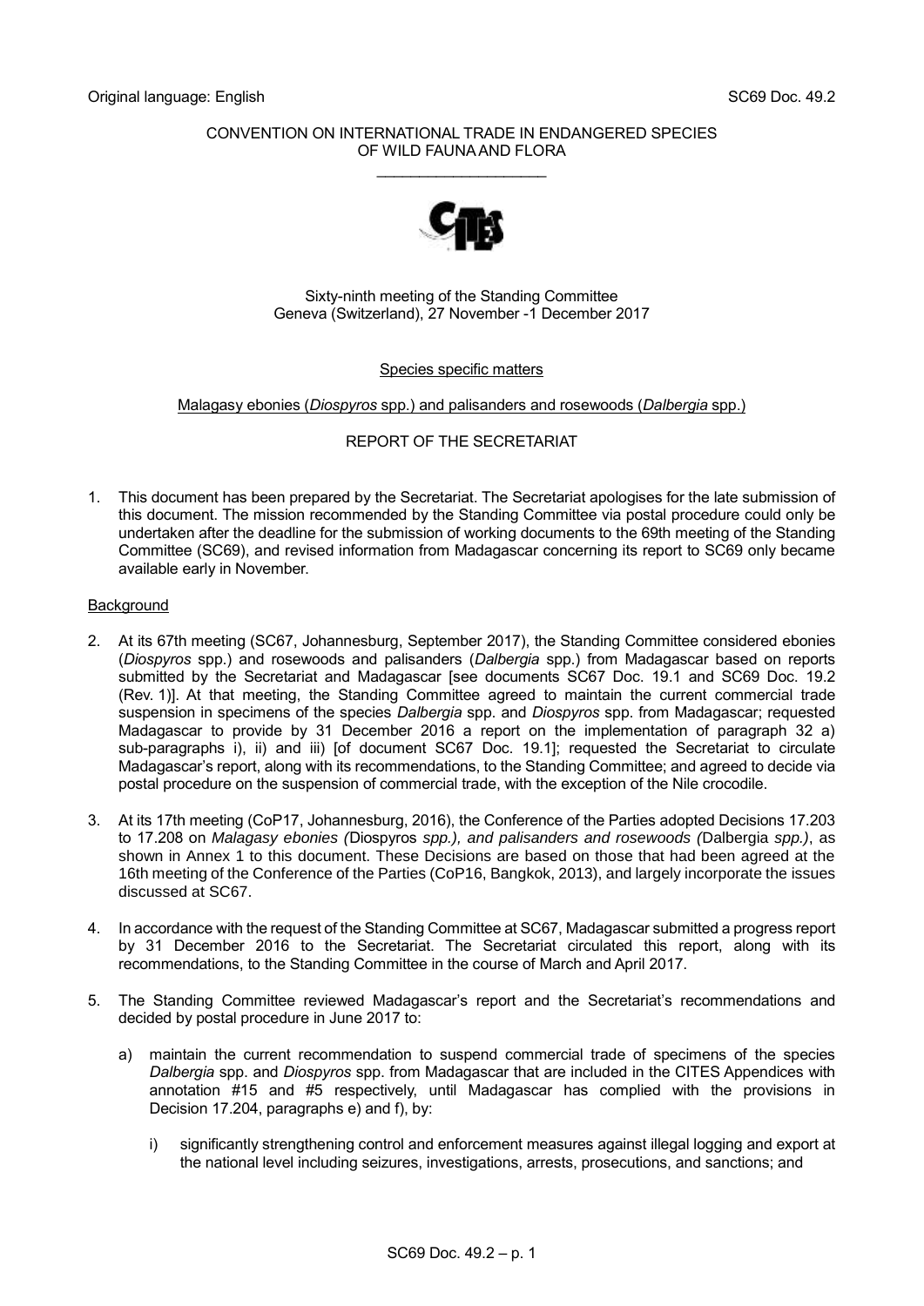Original language: English SC69 Doc. 49.2

CONVENTION ON INTERNATIONAL TRADE IN ENDANGERED SPECIES OF WILD FAUNA AND FLORA

\_\_\_\_\_\_\_\_\_\_\_\_\_\_\_\_\_\_\_\_

Sixty-ninth meeting of the Standing Committee
Geneva (Switzerland), 27 November -1 December 2017

Species specific matters

Malagasy ebonies (*Diospyros* spp.) and palisanders and rosewoods (*Dalbergia* spp.)

REPORT OF THE SECRETARIAT

1. This document has been prepared by the Secretariat. The Secretariat apologises for the late submission of this document. The mission recommended by the Standing Committee via postal procedure could only be undertaken after the deadline for the submission of working documents to the 69th meeting of the Standing Committee (SC69), and revised information from Madagascar concerning its report to SC69 only became available early in November.

## Background

2. At its 67th meeting (SC67, Johannesburg, September 2017), the Standing Committee considered ebonies (*Diospyros* spp.) and rosewoods and palisanders (*Dalbergia* spp.) from Madagascar based on reports submitted by the Secretariat and Madagascar [see documents SC67 Doc. 19.1 and SC69 Doc. 19.2 (Rev. 1)]. At that meeting, the Standing Committee agreed to maintain the current commercial trade suspension in specimens of the species *Dalbergia* spp. and *Diospyros* spp. from Madagascar; requested Madagascar to provide by 31 December 2016 a report on the implementation of paragraph 32 a) sub-paragraphs i), ii) and iii) [of document SC67 Doc. 19.1]; requested the Secretariat to circulate Madagascar's report, along with its recommendations, to the Standing Committee; and agreed to decide via postal procedure on the suspension of commercial trade, with the exception of the Nile crocodile.

3. At its 17th meeting (CoP17, Johannesburg, 2016), the Conference of the Parties adopted Decisions 17.203 to 17.208 on *Malagasy ebonies (*Diospyros *spp.), and palisanders and rosewoods (*Dalbergia *spp.)*, as shown in Annex 1 to this document. These Decisions are based on those that had been agreed at the 16th meeting of the Conference of the Parties (CoP16, Bangkok, 2013), and largely incorporate the issues discussed at SC67.

4. In accordance with the request of the Standing Committee at SC67, Madagascar submitted a progress report by 31 December 2016 to the Secretariat. The Secretariat circulated this report, along with its recommendations, to the Standing Committee in the course of March and April 2017.

5. The Standing Committee reviewed Madagascar's report and the Secretariat's recommendations and decided by postal procedure in June 2017 to:

   a) maintain the current recommendation to suspend commercial trade of specimens of the species *Dalbergia* spp. and *Diospyros* spp. from Madagascar that are included in the CITES Appendices with annotation #15 and #5 respectively, until Madagascar has complied with the provisions in Decision 17.204, paragraphs e) and f), by:

      i) significantly strengthening control and enforcement measures against illegal logging and export at the national level including seizures, investigations, arrests, prosecutions, and sanctions; and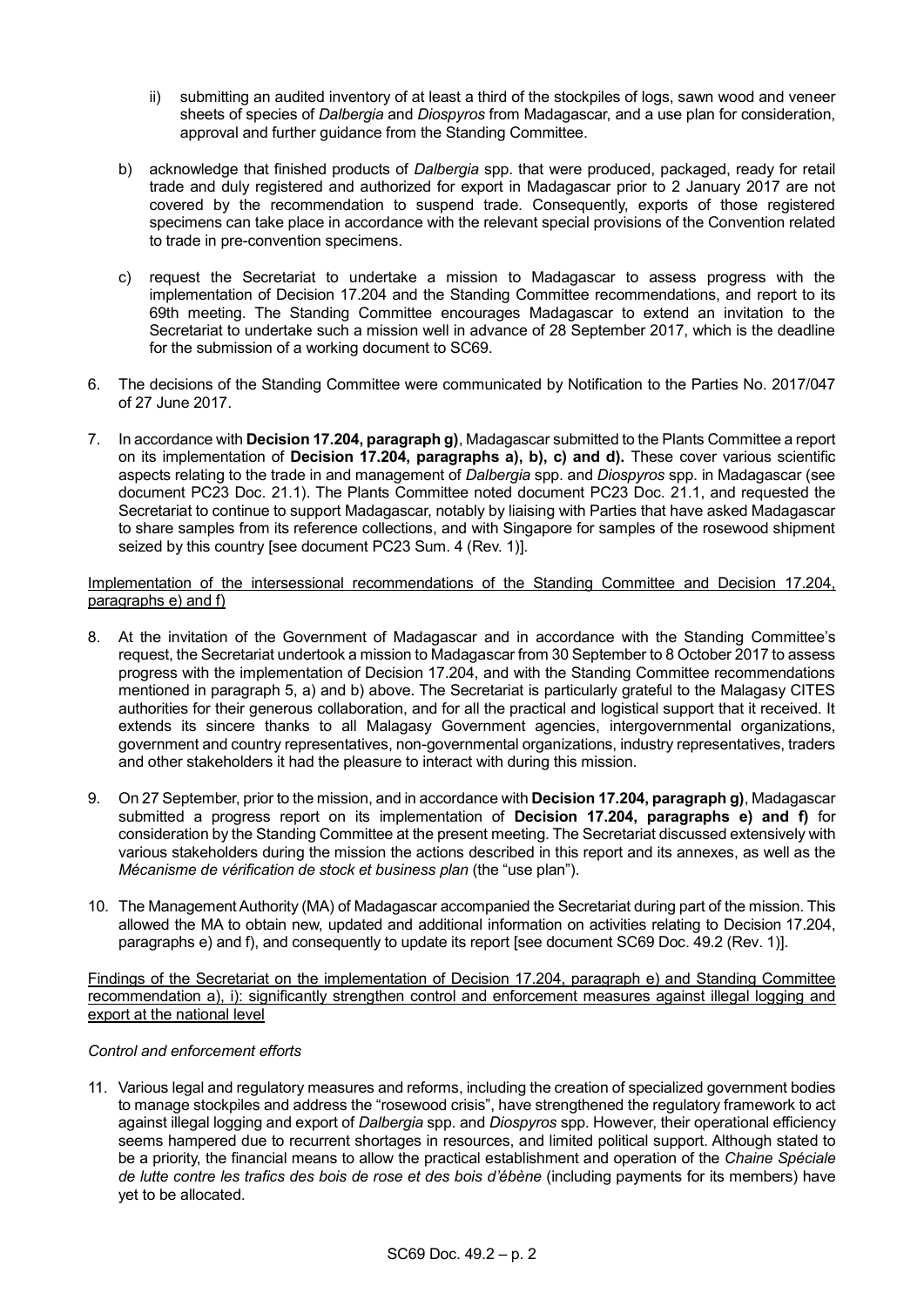- ii) submitting an audited inventory of at least a third of the stockpiles of logs, sawn wood and veneer sheets of species of *Dalbergia* and *Diospyros* from Madagascar, and a use plan for consideration, approval and further guidance from the Standing Committee.

b) acknowledge that finished products of *Dalbergia* spp. that were produced, packaged, ready for retail trade and duly registered and authorized for export in Madagascar prior to 2 January 2017 are not covered by the recommendation to suspend trade. Consequently, exports of those registered specimens can take place in accordance with the relevant special provisions of the Convention related to trade in pre-convention specimens.

c) request the Secretariat to undertake a mission to Madagascar to assess progress with the implementation of Decision 17.204 and the Standing Committee recommendations, and report to its 69th meeting. The Standing Committee encourages Madagascar to extend an invitation to the Secretariat to undertake such a mission well in advance of 28 September 2017, which is the deadline for the submission of a working document to SC69.

6. The decisions of the Standing Committee were communicated by Notification to the Parties No. 2017/047 of 27 June 2017.

7. In accordance with **Decision 17.204, paragraph g)**, Madagascar submitted to the Plants Committee a report on its implementation of **Decision 17.204, paragraphs a), b), c) and d).** These cover various scientific aspects relating to the trade in and management of *Dalbergia* spp. and *Diospyros* spp. in Madagascar (see document PC23 Doc. 21.1). The Plants Committee noted document PC23 Doc. 21.1, and requested the Secretariat to continue to support Madagascar, notably by liaising with Parties that have asked Madagascar to share samples from its reference collections, and with Singapore for samples of the rosewood shipment seized by this country [see document PC23 Sum. 4 (Rev. 1)].

<u>Implementation of the intersessional recommendations of the Standing Committee and Decision 17.204, paragraphs e) and f)</u>

8. At the invitation of the Government of Madagascar and in accordance with the Standing Committee's request, the Secretariat undertook a mission to Madagascar from 30 September to 8 October 2017 to assess progress with the implementation of Decision 17.204, and with the Standing Committee recommendations mentioned in paragraph 5, a) and b) above. The Secretariat is particularly grateful to the Malagasy CITES authorities for their generous collaboration, and for all the practical and logistical support that it received. It extends its sincere thanks to all Malagasy Government agencies, intergovernmental organizations, government and country representatives, non-governmental organizations, industry representatives, traders and other stakeholders it had the pleasure to interact with during this mission.

9. On 27 September, prior to the mission, and in accordance with **Decision 17.204, paragraph g)**, Madagascar submitted a progress report on its implementation of **Decision 17.204, paragraphs e) and f)** for consideration by the Standing Committee at the present meeting. The Secretariat discussed extensively with various stakeholders during the mission the actions described in this report and its annexes, as well as the *Mécanisme de vérification de stock et business plan* (the "use plan").

10. The Management Authority (MA) of Madagascar accompanied the Secretariat during part of the mission. This allowed the MA to obtain new, updated and additional information on activities relating to Decision 17.204, paragraphs e) and f), and consequently to update its report [see document SC69 Doc. 49.2 (Rev. 1)].

<u>Findings of the Secretariat on the implementation of Decision 17.204, paragraph e) and Standing Committee recommendation a), i): significantly strengthen control and enforcement measures against illegal logging and export at the national level</u>

*Control and enforcement efforts*

11. Various legal and regulatory measures and reforms, including the creation of specialized government bodies to manage stockpiles and address the "rosewood crisis", have strengthened the regulatory framework to act against illegal logging and export of *Dalbergia* spp. and *Diospyros* spp. However, their operational efficiency seems hampered due to recurrent shortages in resources, and limited political support. Although stated to be a priority, the financial means to allow the practical establishment and operation of the *Chaine Spéciale de lutte contre les trafics des bois de rose et des bois d'ébène* (including payments for its members) have yet to be allocated.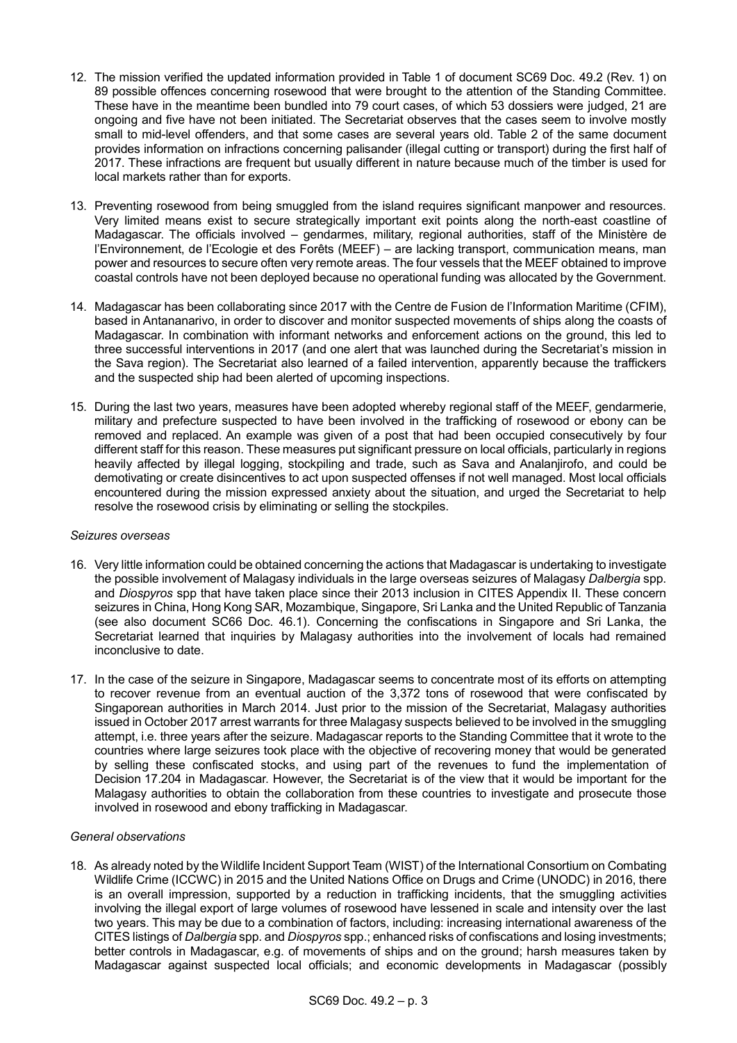12. The mission verified the updated information provided in Table 1 of document SC69 Doc. 49.2 (Rev. 1) on 89 possible offences concerning rosewood that were brought to the attention of the Standing Committee. These have in the meantime been bundled into 79 court cases, of which 53 dossiers were judged, 21 are ongoing and five have not been initiated. The Secretariat observes that the cases seem to involve mostly small to mid-level offenders, and that some cases are several years old. Table 2 of the same document provides information on infractions concerning palisander (illegal cutting or transport) during the first half of 2017. These infractions are frequent but usually different in nature because much of the timber is used for local markets rather than for exports.

13. Preventing rosewood from being smuggled from the island requires significant manpower and resources. Very limited means exist to secure strategically important exit points along the north-east coastline of Madagascar. The officials involved – gendarmes, military, regional authorities, staff of the Ministère de l'Environnement, de l'Ecologie et des Forêts (MEEF) – are lacking transport, communication means, man power and resources to secure often very remote areas. The four vessels that the MEEF obtained to improve coastal controls have not been deployed because no operational funding was allocated by the Government.

14. Madagascar has been collaborating since 2017 with the Centre de Fusion de l'Information Maritime (CFIM), based in Antananarivo, in order to discover and monitor suspected movements of ships along the coasts of Madagascar. In combination with informant networks and enforcement actions on the ground, this led to three successful interventions in 2017 (and one alert that was launched during the Secretariat's mission in the Sava region). The Secretariat also learned of a failed intervention, apparently because the traffickers and the suspected ship had been alerted of upcoming inspections.

15. During the last two years, measures have been adopted whereby regional staff of the MEEF, gendarmerie, military and prefecture suspected to have been involved in the trafficking of rosewood or ebony can be removed and replaced. An example was given of a post that had been occupied consecutively by four different staff for this reason. These measures put significant pressure on local officials, particularly in regions heavily affected by illegal logging, stockpiling and trade, such as Sava and Analanjirofo, and could be demotivating or create disincentives to act upon suspected offenses if not well managed. Most local officials encountered during the mission expressed anxiety about the situation, and urged the Secretariat to help resolve the rosewood crisis by eliminating or selling the stockpiles.

*Seizures overseas*

16. Very little information could be obtained concerning the actions that Madagascar is undertaking to investigate the possible involvement of Malagasy individuals in the large overseas seizures of Malagasy *Dalbergia* spp. and *Diospyros* spp that have taken place since their 2013 inclusion in CITES Appendix II. These concern seizures in China, Hong Kong SAR, Mozambique, Singapore, Sri Lanka and the United Republic of Tanzania (see also document SC66 Doc. 46.1). Concerning the confiscations in Singapore and Sri Lanka, the Secretariat learned that inquiries by Malagasy authorities into the involvement of locals had remained inconclusive to date.

17. In the case of the seizure in Singapore, Madagascar seems to concentrate most of its efforts on attempting to recover revenue from an eventual auction of the 3,372 tons of rosewood that were confiscated by Singaporean authorities in March 2014. Just prior to the mission of the Secretariat, Malagasy authorities issued in October 2017 arrest warrants for three Malagasy suspects believed to be involved in the smuggling attempt, i.e. three years after the seizure. Madagascar reports to the Standing Committee that it wrote to the countries where large seizures took place with the objective of recovering money that would be generated by selling these confiscated stocks, and using part of the revenues to fund the implementation of Decision 17.204 in Madagascar. However, the Secretariat is of the view that it would be important for the Malagasy authorities to obtain the collaboration from these countries to investigate and prosecute those involved in rosewood and ebony trafficking in Madagascar.

*General observations*

18. As already noted by the Wildlife Incident Support Team (WIST) of the International Consortium on Combating Wildlife Crime (ICCWC) in 2015 and the United Nations Office on Drugs and Crime (UNODC) in 2016, there is an overall impression, supported by a reduction in trafficking incidents, that the smuggling activities involving the illegal export of large volumes of rosewood have lessened in scale and intensity over the last two years. This may be due to a combination of factors, including: increasing international awareness of the CITES listings of *Dalbergia* spp. and *Diospyros* spp.; enhanced risks of confiscations and losing investments; better controls in Madagascar, e.g. of movements of ships and on the ground; harsh measures taken by Madagascar against suspected local officials; and economic developments in Madagascar (possibly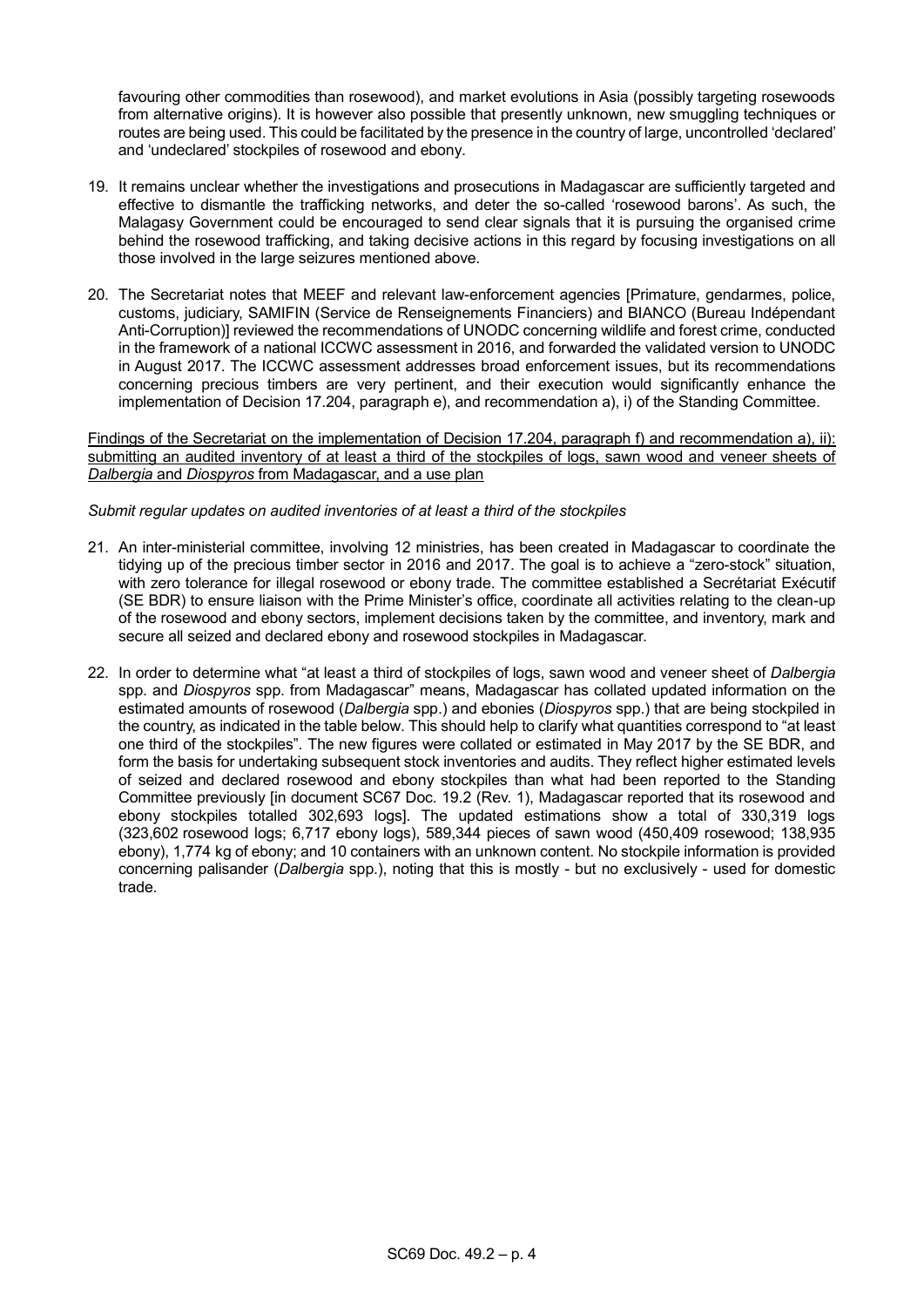favouring other commodities than rosewood), and market evolutions in Asia (possibly targeting rosewoods from alternative origins). It is however also possible that presently unknown, new smuggling techniques or routes are being used. This could be facilitated by the presence in the country of large, uncontrolled 'declared' and 'undeclared' stockpiles of rosewood and ebony.

19. It remains unclear whether the investigations and prosecutions in Madagascar are sufficiently targeted and effective to dismantle the trafficking networks, and deter the so-called 'rosewood barons'. As such, the Malagasy Government could be encouraged to send clear signals that it is pursuing the organised crime behind the rosewood trafficking, and taking decisive actions in this regard by focusing investigations on all those involved in the large seizures mentioned above.

20. The Secretariat notes that MEEF and relevant law-enforcement agencies [Primature, gendarmes, police, customs, judiciary, SAMIFIN (Service de Renseignements Financiers) and BIANCO (Bureau Indépendant Anti-Corruption)] reviewed the recommendations of UNODC concerning wildlife and forest crime, conducted in the framework of a national ICCWC assessment in 2016, and forwarded the validated version to UNODC in August 2017. The ICCWC assessment addresses broad enforcement issues, but its recommendations concerning precious timbers are very pertinent, and their execution would significantly enhance the implementation of Decision 17.204, paragraph e), and recommendation a), i) of the Standing Committee.

<u>Findings of the Secretariat on the implementation of Decision 17.204, paragraph f) and recommendation a), ii): submitting an audited inventory of at least a third of the stockpiles of logs, sawn wood and veneer sheets of *Dalbergia* and *Diospyros* from Madagascar, and a use plan</u>

*Submit regular updates on audited inventories of at least a third of the stockpiles*

21. An inter-ministerial committee, involving 12 ministries, has been created in Madagascar to coordinate the tidying up of the precious timber sector in 2016 and 2017. The goal is to achieve a "zero-stock" situation, with zero tolerance for illegal rosewood or ebony trade. The committee established a Secrétariat Exécutif (SE BDR) to ensure liaison with the Prime Minister's office, coordinate all activities relating to the clean-up of the rosewood and ebony sectors, implement decisions taken by the committee, and inventory, mark and secure all seized and declared ebony and rosewood stockpiles in Madagascar.

22. In order to determine what "at least a third of stockpiles of logs, sawn wood and veneer sheet of *Dalbergia* spp. and *Diospyros* spp. from Madagascar" means, Madagascar has collated updated information on the estimated amounts of rosewood (*Dalbergia* spp.) and ebonies (*Diospyros* spp.) that are being stockpiled in the country, as indicated in the table below. This should help to clarify what quantities correspond to "at least one third of the stockpiles". The new figures were collated or estimated in May 2017 by the SE BDR, and form the basis for undertaking subsequent stock inventories and audits. They reflect higher estimated levels of seized and declared rosewood and ebony stockpiles than what had been reported to the Standing Committee previously [in document SC67 Doc. 19.2 (Rev. 1), Madagascar reported that its rosewood and ebony stockpiles totalled 302,693 logs]. The updated estimations show a total of 330,319 logs (323,602 rosewood logs; 6,717 ebony logs), 589,344 pieces of sawn wood (450,409 rosewood; 138,935 ebony), 1,774 kg of ebony; and 10 containers with an unknown content. No stockpile information is provided concerning palisander (*Dalbergia* spp.), noting that this is mostly - but no exclusively - used for domestic trade.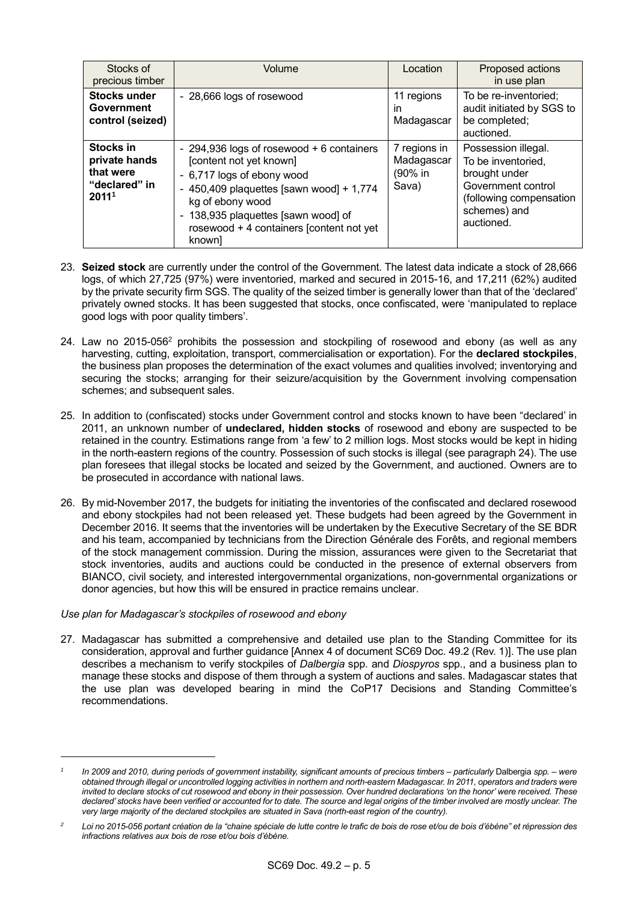| Stocks of precious timber | Volume | Location | Proposed actions in use plan |
|---|---|---|---|
| **Stocks under Government control (seized)** | - 28,666 logs of rosewood | 11 regions in Madagascar | To be re-inventoried; audit initiated by SGS to be completed; auctioned. |
| **Stocks in private hands that were "declared" in 2011**[1] | - 294,936 logs of rosewood + 6 containers [content not yet known]<br>- 6,717 logs of ebony wood<br>- 450,409 plaquettes [sawn wood] + 1,774 kg of ebony wood<br>- 138,935 plaquettes [sawn wood] of rosewood + 4 containers [content not yet known] | 7 regions in Madagascar (90% in Sava) | Possession illegal. To be inventoried, brought under Government control (following compensation schemes) and auctioned. |

23. **Seized stock** are currently under the control of the Government. The latest data indicate a stock of 28,666 logs, of which 27,725 (97%) were inventoried, marked and secured in 2015-16, and 17,211 (62%) audited by the private security firm SGS. The quality of the seized timber is generally lower than that of the 'declared' privately owned stocks. It has been suggested that stocks, once confiscated, were 'manipulated to replace good logs with poor quality timbers'.

24. Law no 2015-056[2] prohibits the possession and stockpiling of rosewood and ebony (as well as any harvesting, cutting, exploitation, transport, commercialisation or exportation). For the **declared stockpiles**, the business plan proposes the determination of the exact volumes and qualities involved; inventorying and securing the stocks; arranging for their seizure/acquisition by the Government involving compensation schemes; and subsequent sales.

25. In addition to (confiscated) stocks under Government control and stocks known to have been "declared' in 2011, an unknown number of **undeclared, hidden stocks** of rosewood and ebony are suspected to be retained in the country. Estimations range from 'a few' to 2 million logs. Most stocks would be kept in hiding in the north-eastern regions of the country. Possession of such stocks is illegal (see paragraph 24). The use plan foresees that illegal stocks be located and seized by the Government, and auctioned. Owners are to be prosecuted in accordance with national laws.

26. By mid-November 2017, the budgets for initiating the inventories of the confiscated and declared rosewood and ebony stockpiles had not been released yet. These budgets had been agreed by the Government in December 2016. It seems that the inventories will be undertaken by the Executive Secretary of the SE BDR and his team, accompanied by technicians from the Direction Générale des Forêts, and regional members of the stock management commission. During the mission, assurances were given to the Secretariat that stock inventories, audits and auctions could be conducted in the presence of external observers from BIANCO, civil society, and interested intergovernmental organizations, non-governmental organizations or donor agencies, but how this will be ensured in practice remains unclear.

*Use plan for Madagascar's stockpiles of rosewood and ebony*

27. Madagascar has submitted a comprehensive and detailed use plan to the Standing Committee for its consideration, approval and further guidance [Annex 4 of document SC69 Doc. 49.2 (Rev. 1)]. The use plan describes a mechanism to verify stockpiles of *Dalbergia* spp. and *Diospyros* spp., and a business plan to manage these stocks and dispose of them through a system of auctions and sales. Madagascar states that the use plan was developed bearing in mind the CoP17 Decisions and Standing Committee's recommendations.

---

[1] *In 2009 and 2010, during periods of government instability, significant amounts of precious timbers – particularly* Dalbergia *spp. – were obtained through illegal or uncontrolled logging activities in northern and north-eastern Madagascar. In 2011, operators and traders were invited to declare stocks of cut rosewood and ebony in their possession. Over hundred declarations 'on the honor' were received. These declared' stocks have been verified or accounted for to date. The source and legal origins of the timber involved are mostly unclear. The very large majority of the declared stockpiles are situated in Sava (north-east region of the country).*

[2] *Loi no 2015-056 portant création de la "chaine spéciale de lutte contre le trafic de bois de rose et/ou de bois d'ébène" et répression des infractions relatives aux bois de rose et/ou bois d'ébène.*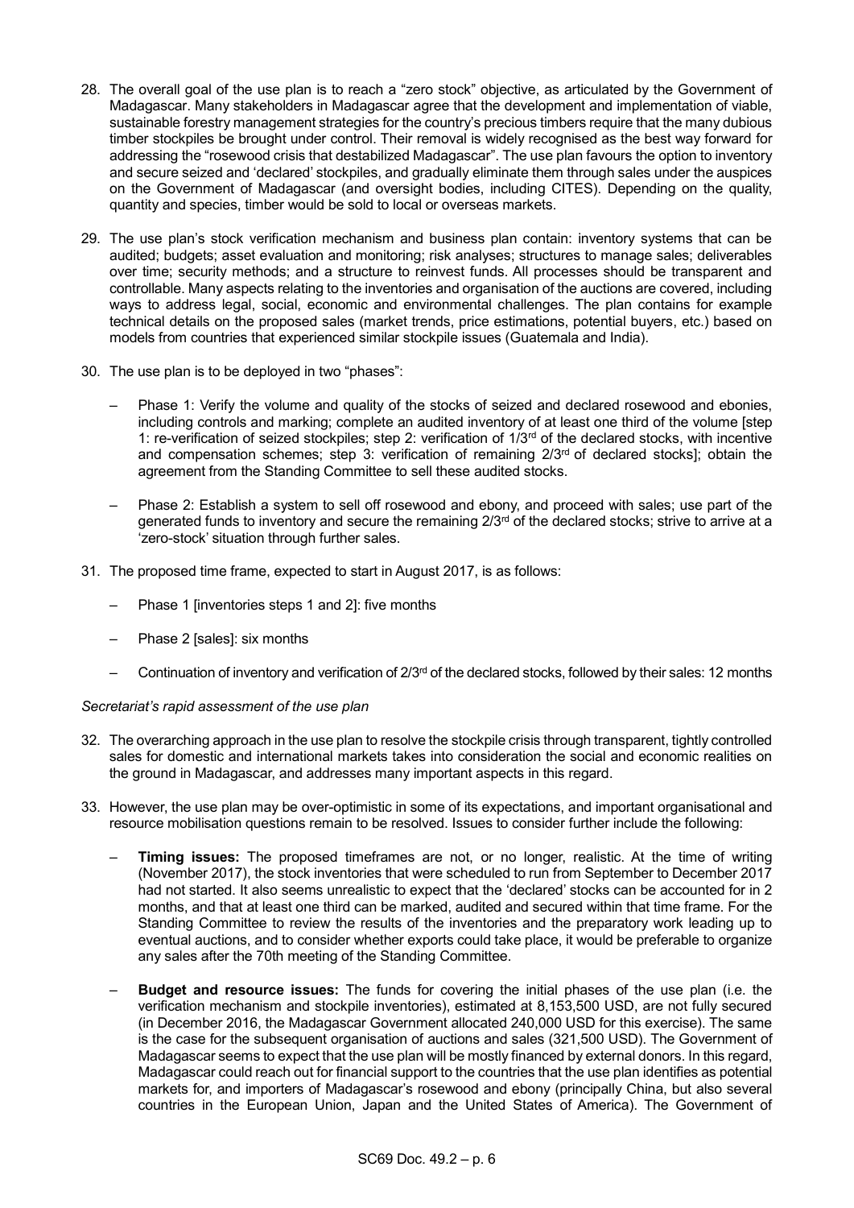28. The overall goal of the use plan is to reach a "zero stock" objective, as articulated by the Government of Madagascar. Many stakeholders in Madagascar agree that the development and implementation of viable, sustainable forestry management strategies for the country's precious timbers require that the many dubious timber stockpiles be brought under control. Their removal is widely recognised as the best way forward for addressing the "rosewood crisis that destabilized Madagascar". The use plan favours the option to inventory and secure seized and 'declared' stockpiles, and gradually eliminate them through sales under the auspices on the Government of Madagascar (and oversight bodies, including CITES). Depending on the quality, quantity and species, timber would be sold to local or overseas markets.

29. The use plan's stock verification mechanism and business plan contain: inventory systems that can be audited; budgets; asset evaluation and monitoring; risk analyses; structures to manage sales; deliverables over time; security methods; and a structure to reinvest funds. All processes should be transparent and controllable. Many aspects relating to the inventories and organisation of the auctions are covered, including ways to address legal, social, economic and environmental challenges. The plan contains for example technical details on the proposed sales (market trends, price estimations, potential buyers, etc.) based on models from countries that experienced similar stockpile issues (Guatemala and India).

30. The use plan is to be deployed in two "phases":

    – Phase 1: Verify the volume and quality of the stocks of seized and declared rosewood and ebonies, including controls and marking; complete an audited inventory of at least one third of the volume [step 1: re-verification of seized stockpiles; step 2: verification of 1/3rd of the declared stocks, with incentive and compensation schemes; step 3: verification of remaining 2/3rd of declared stocks]; obtain the agreement from the Standing Committee to sell these audited stocks.

    – Phase 2: Establish a system to sell off rosewood and ebony, and proceed with sales; use part of the generated funds to inventory and secure the remaining 2/3rd of the declared stocks; strive to arrive at a 'zero-stock' situation through further sales.

31. The proposed time frame, expected to start in August 2017, is as follows:

    – Phase 1 [inventories steps 1 and 2]: five months

    – Phase 2 [sales]: six months

    – Continuation of inventory and verification of 2/3rd of the declared stocks, followed by their sales: 12 months

*Secretariat's rapid assessment of the use plan*

32. The overarching approach in the use plan to resolve the stockpile crisis through transparent, tightly controlled sales for domestic and international markets takes into consideration the social and economic realities on the ground in Madagascar, and addresses many important aspects in this regard.

33. However, the use plan may be over-optimistic in some of its expectations, and important organisational and resource mobilisation questions remain to be resolved. Issues to consider further include the following:

    – **Timing issues:** The proposed timeframes are not, or no longer, realistic. At the time of writing (November 2017), the stock inventories that were scheduled to run from September to December 2017 had not started. It also seems unrealistic to expect that the 'declared' stocks can be accounted for in 2 months, and that at least one third can be marked, audited and secured within that time frame. For the Standing Committee to review the results of the inventories and the preparatory work leading up to eventual auctions, and to consider whether exports could take place, it would be preferable to organize any sales after the 70th meeting of the Standing Committee.

    – **Budget and resource issues:** The funds for covering the initial phases of the use plan (i.e. the verification mechanism and stockpile inventories), estimated at 8,153,500 USD, are not fully secured (in December 2016, the Madagascar Government allocated 240,000 USD for this exercise). The same is the case for the subsequent organisation of auctions and sales (321,500 USD). The Government of Madagascar seems to expect that the use plan will be mostly financed by external donors. In this regard, Madagascar could reach out for financial support to the countries that the use plan identifies as potential markets for, and importers of Madagascar's rosewood and ebony (principally China, but also several countries in the European Union, Japan and the United States of America). The Government of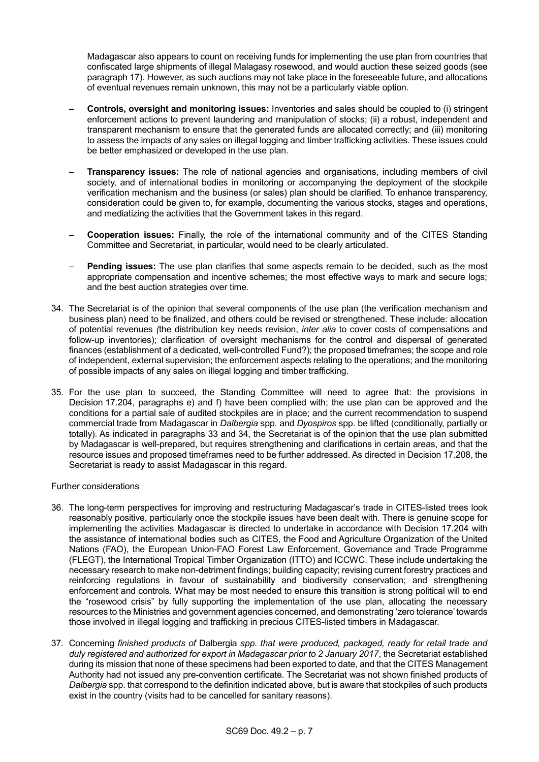Madagascar also appears to count on receiving funds for implementing the use plan from countries that confiscated large shipments of illegal Malagasy rosewood, and would auction these seized goods (see paragraph 17). However, as such auctions may not take place in the foreseeable future, and allocations of eventual revenues remain unknown, this may not be a particularly viable option.

– **Controls, oversight and monitoring issues:** Inventories and sales should be coupled to (i) stringent enforcement actions to prevent laundering and manipulation of stocks; (ii) a robust, independent and transparent mechanism to ensure that the generated funds are allocated correctly; and (iii) monitoring to assess the impacts of any sales on illegal logging and timber trafficking activities. These issues could be better emphasized or developed in the use plan.

– **Transparency issues:** The role of national agencies and organisations, including members of civil society, and of international bodies in monitoring or accompanying the deployment of the stockpile verification mechanism and the business (or sales) plan should be clarified. To enhance transparency, consideration could be given to, for example, documenting the various stocks, stages and operations, and mediatizing the activities that the Government takes in this regard.

– **Cooperation issues:** Finally, the role of the international community and of the CITES Standing Committee and Secretariat, in particular, would need to be clearly articulated.

– **Pending issues:** The use plan clarifies that some aspects remain to be decided, such as the most appropriate compensation and incentive schemes; the most effective ways to mark and secure logs; and the best auction strategies over time.

34. The Secretariat is of the opinion that several components of the use plan (the verification mechanism and business plan) need to be finalized, and others could be revised or strengthened. These include: allocation of potential revenues (the distribution key needs revision, *inter alia* to cover costs of compensations and follow-up inventories); clarification of oversight mechanisms for the control and dispersal of generated finances (establishment of a dedicated, well-controlled Fund?); the proposed timeframes; the scope and role of independent, external supervision; the enforcement aspects relating to the operations; and the monitoring of possible impacts of any sales on illegal logging and timber trafficking.

35. For the use plan to succeed, the Standing Committee will need to agree that: the provisions in Decision 17.204, paragraphs e) and f) have been complied with; the use plan can be approved and the conditions for a partial sale of audited stockpiles are in place; and the current recommendation to suspend commercial trade from Madagascar in *Dalbergia* spp. and *Dyospiros* spp. be lifted (conditionally, partially or totally). As indicated in paragraphs 33 and 34, the Secretariat is of the opinion that the use plan submitted by Madagascar is well-prepared, but requires strengthening and clarifications in certain areas, and that the resource issues and proposed timeframes need to be further addressed. As directed in Decision 17.208, the Secretariat is ready to assist Madagascar in this regard.

Further considerations

36. The long-term perspectives for improving and restructuring Madagascar's trade in CITES-listed trees look reasonably positive, particularly once the stockpile issues have been dealt with. There is genuine scope for implementing the activities Madagascar is directed to undertake in accordance with Decision 17.204 with the assistance of international bodies such as CITES, the Food and Agriculture Organization of the United Nations (FAO), the European Union-FAO Forest Law Enforcement, Governance and Trade Programme (FLEGT), the International Tropical Timber Organization (ITTO) and ICCWC. These include undertaking the necessary research to make non-detriment findings; building capacity; revising current forestry practices and reinforcing regulations in favour of sustainability and biodiversity conservation; and strengthening enforcement and controls. What may be most needed to ensure this transition is strong political will to end the "rosewood crisis" by fully supporting the implementation of the use plan, allocating the necessary resources to the Ministries and government agencies concerned, and demonstrating 'zero tolerance' towards those involved in illegal logging and trafficking in precious CITES-listed timbers in Madagascar.

37. Concerning *finished products of* Dalbergia *spp. that were produced, packaged, ready for retail trade and duly registered and authorized for export in Madagascar prior to 2 January 2017*, the Secretariat established during its mission that none of these specimens had been exported to date, and that the CITES Management Authority had not issued any pre-convention certificate. The Secretariat was not shown finished products of *Dalbergia* spp. that correspond to the definition indicated above, but is aware that stockpiles of such products exist in the country (visits had to be cancelled for sanitary reasons).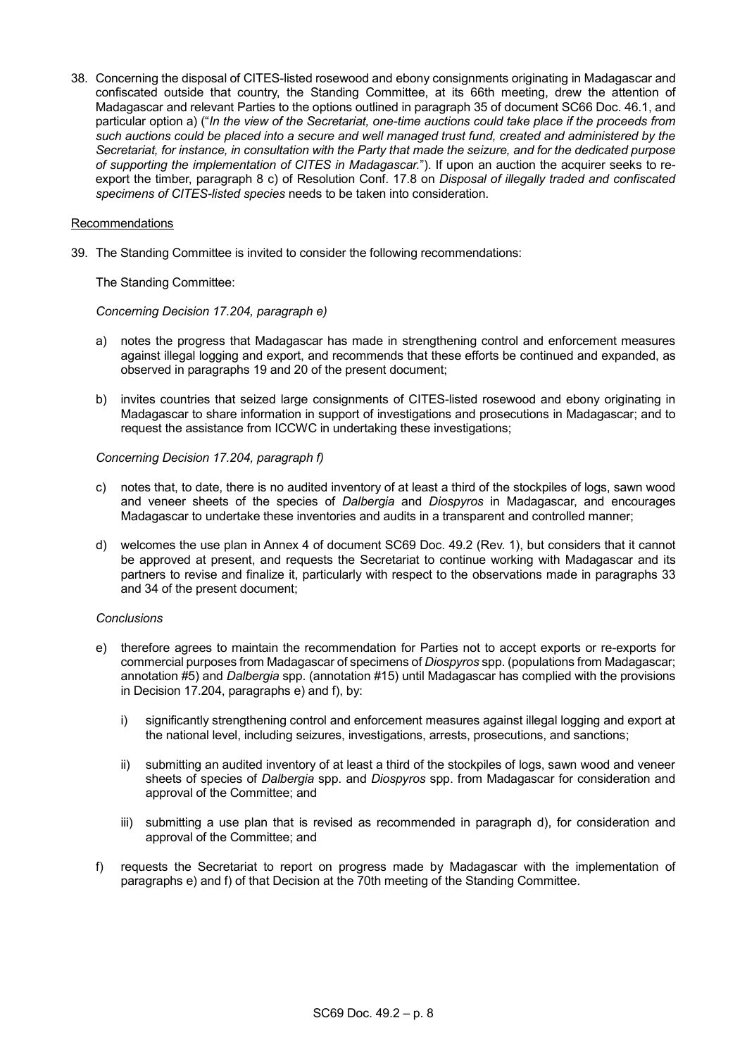38. Concerning the disposal of CITES-listed rosewood and ebony consignments originating in Madagascar and confiscated outside that country, the Standing Committee, at its 66th meeting, drew the attention of Madagascar and relevant Parties to the options outlined in paragraph 35 of document SC66 Doc. 46.1, and particular option a) ("*In the view of the Secretariat, one-time auctions could take place if the proceeds from such auctions could be placed into a secure and well managed trust fund, created and administered by the Secretariat, for instance, in consultation with the Party that made the seizure, and for the dedicated purpose of supporting the implementation of CITES in Madagascar.*"). If upon an auction the acquirer seeks to re-export the timber, paragraph 8 c) of Resolution Conf. 17.8 on *Disposal of illegally traded and confiscated specimens of CITES-listed species* needs to be taken into consideration.

<u>Recommendations</u>

39. The Standing Committee is invited to consider the following recommendations:

    The Standing Committee:

    *Concerning Decision 17.204, paragraph e)*

    a) notes the progress that Madagascar has made in strengthening control and enforcement measures against illegal logging and export, and recommends that these efforts be continued and expanded, as observed in paragraphs 19 and 20 of the present document;

    b) invites countries that seized large consignments of CITES-listed rosewood and ebony originating in Madagascar to share information in support of investigations and prosecutions in Madagascar; and to request the assistance from ICCWC in undertaking these investigations;

    *Concerning Decision 17.204, paragraph f)*

    c) notes that, to date, there is no audited inventory of at least a third of the stockpiles of logs, sawn wood and veneer sheets of the species of *Dalbergia* and *Diospyros* in Madagascar, and encourages Madagascar to undertake these inventories and audits in a transparent and controlled manner;

    d) welcomes the use plan in Annex 4 of document SC69 Doc. 49.2 (Rev. 1), but considers that it cannot be approved at present, and requests the Secretariat to continue working with Madagascar and its partners to revise and finalize it, particularly with respect to the observations made in paragraphs 33 and 34 of the present document;

    *Conclusions*

    e) therefore agrees to maintain the recommendation for Parties not to accept exports or re-exports for commercial purposes from Madagascar of specimens of *Diospyros* spp. (populations from Madagascar; annotation #5) and *Dalbergia* spp. (annotation #15) until Madagascar has complied with the provisions in Decision 17.204, paragraphs e) and f), by:

        i) significantly strengthening control and enforcement measures against illegal logging and export at the national level, including seizures, investigations, arrests, prosecutions, and sanctions;

        ii) submitting an audited inventory of at least a third of the stockpiles of logs, sawn wood and veneer sheets of species of *Dalbergia* spp. and *Diospyros* spp. from Madagascar for consideration and approval of the Committee; and

        iii) submitting a use plan that is revised as recommended in paragraph d), for consideration and approval of the Committee; and

    f) requests the Secretariat to report on progress made by Madagascar with the implementation of paragraphs e) and f) of that Decision at the 70th meeting of the Standing Committee.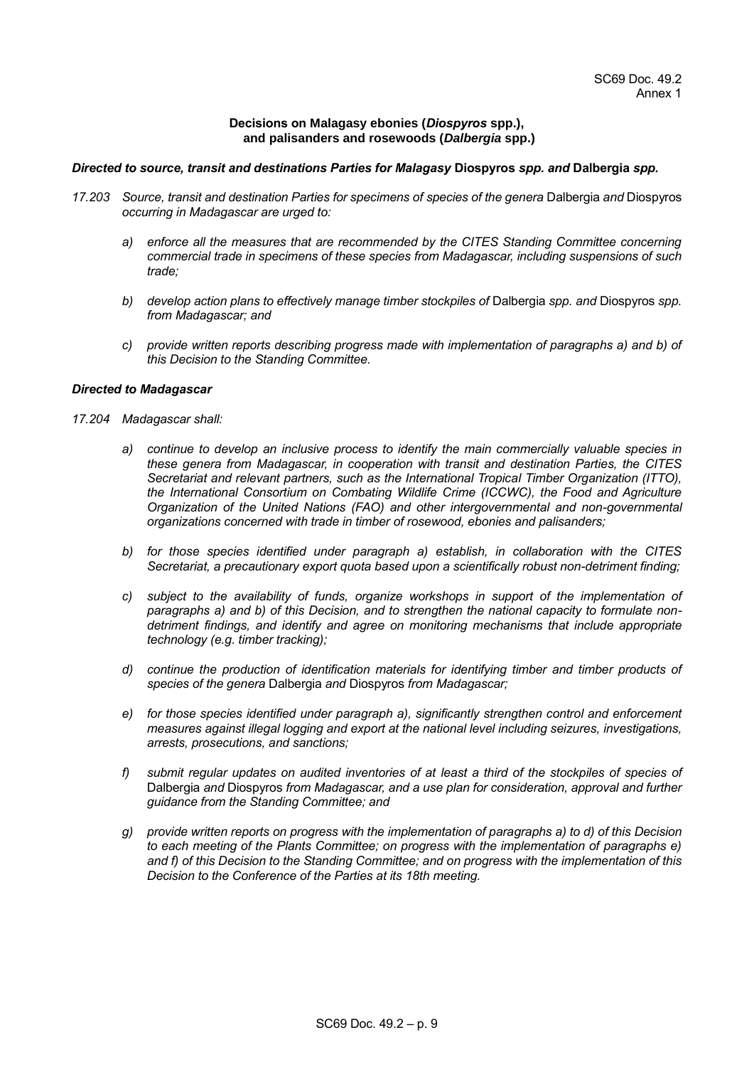SC69 Doc. 49.2
Annex 1

**Decisions on Malagasy ebonies (*Diospyros* spp.), and palisanders and rosewoods (*Dalbergia* spp.)**

***Directed to source, transit and destinations Parties for Malagasy* Diospyros *spp. and* Dalbergia *spp.***

*17.203 Source, transit and destination Parties for specimens of species of the genera* Dalbergia *and* Diospyros *occurring in Madagascar are urged to:*

*a) enforce all the measures that are recommended by the CITES Standing Committee concerning commercial trade in specimens of these species from Madagascar, including suspensions of such trade;*

*b) develop action plans to effectively manage timber stockpiles of* Dalbergia *spp. and* Diospyros *spp. from Madagascar; and*

*c) provide written reports describing progress made with implementation of paragraphs a) and b) of this Decision to the Standing Committee.*

***Directed to Madagascar***

*17.204 Madagascar shall:*

*a) continue to develop an inclusive process to identify the main commercially valuable species in these genera from Madagascar, in cooperation with transit and destination Parties, the CITES Secretariat and relevant partners, such as the International Tropical Timber Organization (ITTO), the International Consortium on Combating Wildlife Crime (ICCWC), the Food and Agriculture Organization of the United Nations (FAO) and other intergovernmental and non-governmental organizations concerned with trade in timber of rosewood, ebonies and palisanders;*

*b) for those species identified under paragraph a) establish, in collaboration with the CITES Secretariat, a precautionary export quota based upon a scientifically robust non-detriment finding;*

*c) subject to the availability of funds, organize workshops in support of the implementation of paragraphs a) and b) of this Decision, and to strengthen the national capacity to formulate non-detriment findings, and identify and agree on monitoring mechanisms that include appropriate technology (e.g. timber tracking);*

*d) continue the production of identification materials for identifying timber and timber products of species of the genera* Dalbergia *and* Diospyros *from Madagascar;*

*e) for those species identified under paragraph a), significantly strengthen control and enforcement measures against illegal logging and export at the national level including seizures, investigations, arrests, prosecutions, and sanctions;*

*f) submit regular updates on audited inventories of at least a third of the stockpiles of species of* Dalbergia *and* Diospyros *from Madagascar, and a use plan for consideration, approval and further guidance from the Standing Committee; and*

*g) provide written reports on progress with the implementation of paragraphs a) to d) of this Decision to each meeting of the Plants Committee; on progress with the implementation of paragraphs e) and f) of this Decision to the Standing Committee; and on progress with the implementation of this Decision to the Conference of the Parties at its 18th meeting.*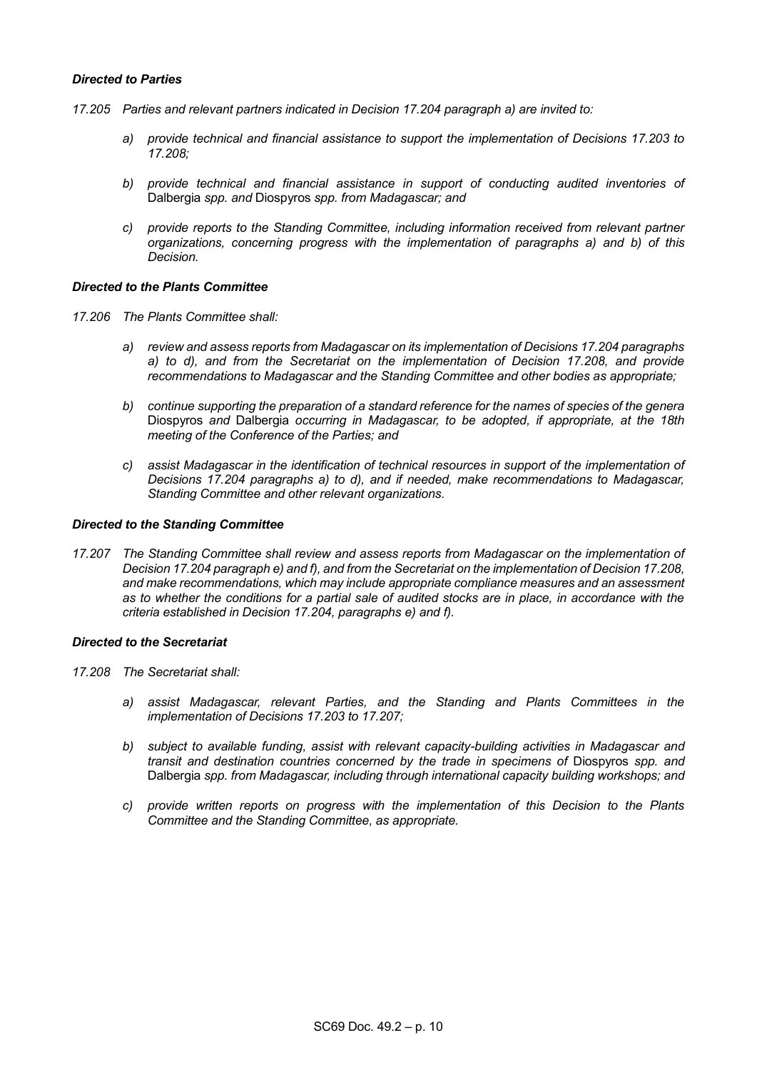***Directed to Parties***

*17.205 Parties and relevant partners indicated in Decision 17.204 paragraph a) are invited to:*

*a) provide technical and financial assistance to support the implementation of Decisions 17.203 to 17.208;*

*b) provide technical and financial assistance in support of conducting audited inventories of* Dalbergia *spp. and* Diospyros *spp. from Madagascar; and*

*c) provide reports to the Standing Committee, including information received from relevant partner organizations, concerning progress with the implementation of paragraphs a) and b) of this Decision.*

***Directed to the Plants Committee***

*17.206 The Plants Committee shall:*

*a) review and assess reports from Madagascar on its implementation of Decisions 17.204 paragraphs a) to d), and from the Secretariat on the implementation of Decision 17.208, and provide recommendations to Madagascar and the Standing Committee and other bodies as appropriate;*

*b) continue supporting the preparation of a standard reference for the names of species of the genera* Diospyros *and* Dalbergia *occurring in Madagascar, to be adopted, if appropriate, at the 18th meeting of the Conference of the Parties; and*

*c) assist Madagascar in the identification of technical resources in support of the implementation of Decisions 17.204 paragraphs a) to d), and if needed, make recommendations to Madagascar, Standing Committee and other relevant organizations.*

***Directed to the Standing Committee***

*17.207 The Standing Committee shall review and assess reports from Madagascar on the implementation of Decision 17.204 paragraph e) and f), and from the Secretariat on the implementation of Decision 17.208, and make recommendations, which may include appropriate compliance measures and an assessment as to whether the conditions for a partial sale of audited stocks are in place, in accordance with the criteria established in Decision 17.204, paragraphs e) and f).*

***Directed to the Secretariat***

*17.208 The Secretariat shall:*

*a) assist Madagascar, relevant Parties, and the Standing and Plants Committees in the implementation of Decisions 17.203 to 17.207;*

*b) subject to available funding, assist with relevant capacity-building activities in Madagascar and transit and destination countries concerned by the trade in specimens of* Diospyros *spp. and* Dalbergia *spp. from Madagascar, including through international capacity building workshops; and*

*c) provide written reports on progress with the implementation of this Decision to the Plants Committee and the Standing Committee, as appropriate.*